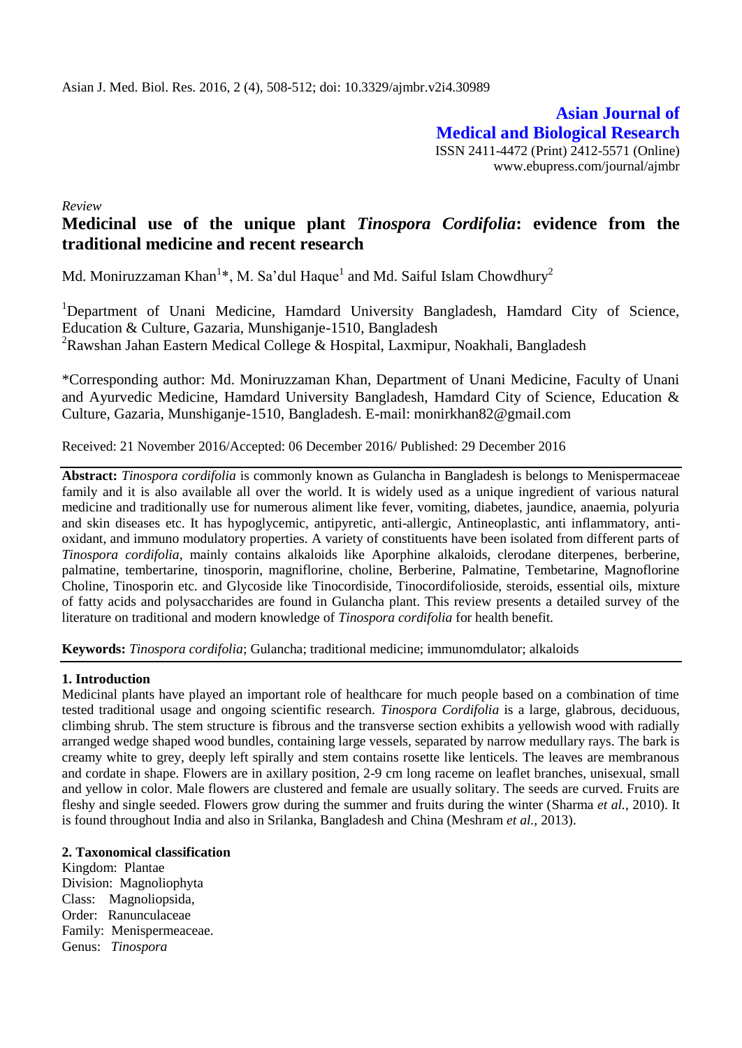*Review*

# Medicinal use of the unique plant *Tinospora Cordifolia*: evidence from the traditional medicine and recent research

Md. Moniruzzaman Khan[1]*, M. Sa'dul Haque[1] and Md. Saiful Islam Chowdhury[2]

[1]Department of Unani Medicine, Hamdard University Bangladesh, Hamdard City of Science, Education & Culture, Gazaria, Munshiganje-1510, Bangladesh

[2]Rawshan Jahan Eastern Medical College & Hospital, Laxmipur, Noakhali, Bangladesh

*Corresponding author: Md. Moniruzzaman Khan, Department of Unani Medicine, Faculty of Unani and Ayurvedic Medicine, Hamdard University Bangladesh, Hamdard City of Science, Education & Culture, Gazaria, Munshiganje-1510, Bangladesh. E-mail: monirkhan82@gmail.com

Received: 21 November 2016/Accepted: 06 December 2016/ Published: 29 December 2016

**Abstract:** *Tinospora cordifolia* is commonly known as Gulancha in Bangladesh is belongs to Menispermaceae family and it is also available all over the world. It is widely used as a unique ingredient of various natural medicine and traditionally use for numerous aliment like fever, vomiting, diabetes, jaundice, anaemia, polyuria and skin diseases etc. It has hypoglycemic, antipyretic, anti-allergic, Antineoplastic, anti inflammatory, anti-oxidant, and immuno modulatory properties. A variety of constituents have been isolated from different parts of *Tinospora cordifolia*, mainly contains alkaloids like Aporphine alkaloids, clerodane diterpenes, berberine, palmatine, tembertarine, tinosporin, magniflorine, choline, Berberine, Palmatine, Tembetarine, Magnoflorine Choline, Tinosporin etc. and Glycoside like Tinocordiside, Tinocordifolioside, steroids, essential oils, mixture of fatty acids and polysaccharides are found in Gulancha plant. This review presents a detailed survey of the literature on traditional and modern knowledge of *Tinospora cordifolia* for health benefit.

**Keywords:** *Tinospora cordifolia*; Gulancha; traditional medicine; immunomdulator; alkaloids

## 1. Introduction

Medicinal plants have played an important role of healthcare for much people based on a combination of time tested traditional usage and ongoing scientific research. *Tinospora Cordifolia* is a large, glabrous, deciduous, climbing shrub. The stem structure is fibrous and the transverse section exhibits a yellowish wood with radially arranged wedge shaped wood bundles, containing large vessels, separated by narrow medullary rays. The bark is creamy white to grey, deeply left spirally and stem contains rosette like lenticels. The leaves are membranous and cordate in shape. Flowers are in axillary position, 2-9 cm long raceme on leaflet branches, unisexual, small and yellow in color. Male flowers are clustered and female are usually solitary. The seeds are curved. Fruits are fleshy and single seeded. Flowers grow during the summer and fruits during the winter (Sharma *et al.,* 2010). It is found throughout India and also in Srilanka, Bangladesh and China (Meshram *et al.,* 2013).

## 2. Taxonomical classification

Kingdom: Plantae
Division: Magnoliophyta
Class: Magnoliopsida,
Order: Ranunculaceae
Family: Menispermeaceae.
Genus: *Tinospora*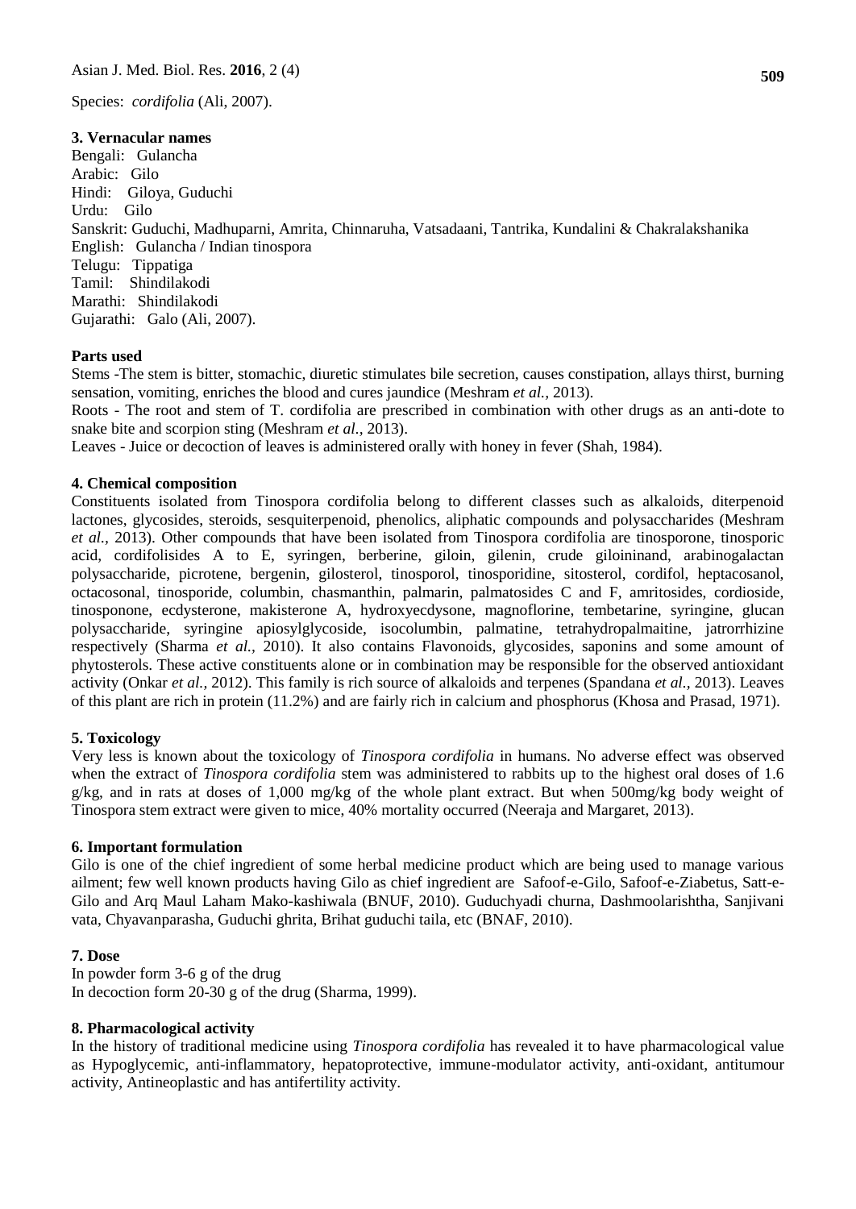Species: *cordifolia* (Ali, 2007).

### 3. Vernacular names

Bengali: Gulancha
Arabic: Gilo
Hindi: Giloya, Guduchi
Urdu: Gilo
Sanskrit: Guduchi, Madhuparni, Amrita, Chinnaruha, Vatsadaani, Tantrika, Kundalini & Chakralakshanika
English: Gulancha / Indian tinospora
Telugu: Tippatiga
Tamil: Shindilakodi
Marathi: Shindilakodi
Gujarathi: Galo (Ali, 2007).

### Parts used

Stems -The stem is bitter, stomachic, diuretic stimulates bile secretion, causes constipation, allays thirst, burning sensation, vomiting, enriches the blood and cures jaundice (Meshram *et al.,* 2013).

Roots - The root and stem of T. cordifolia are prescribed in combination with other drugs as an anti-dote to snake bite and scorpion sting (Meshram *et al.,* 2013).

Leaves - Juice or decoction of leaves is administered orally with honey in fever (Shah, 1984).

### 4. Chemical composition

Constituents isolated from Tinospora cordifolia belong to different classes such as alkaloids, diterpenoid lactones, glycosides, steroids, sesquiterpenoid, phenolics, aliphatic compounds and polysaccharides (Meshram *et al.,* 2013). Other compounds that have been isolated from Tinospora cordifolia are tinosporone, tinosporic acid, cordifolisides A to E, syringen, berberine, giloin, gilenin, crude giloininand, arabinogalactan polysaccharide, picrotene, bergenin, gilosterol, tinosporol, tinosporidine, sitosterol, cordifol, heptacosanol, octacosonal, tinosporide, columbin, chasmanthin, palmarin, palmatosides C and F, amritosides, cordioside, tinosponone, ecdysterone, makisterone A, hydroxyecdysone, magnoflorine, tembetarine, syringine, glucan polysaccharide, syringine apiosylglycoside, isocolumbin, palmatine, tetrahydropalmaitine, jatrorrhizine respectively (Sharma *et al.,* 2010). It also contains Flavonoids, glycosides, saponins and some amount of phytosterols. These active constituents alone or in combination may be responsible for the observed antioxidant activity (Onkar *et al.,* 2012). This family is rich source of alkaloids and terpenes (Spandana *et al.,* 2013). Leaves of this plant are rich in protein (11.2%) and are fairly rich in calcium and phosphorus (Khosa and Prasad, 1971).

### 5. Toxicology

Very less is known about the toxicology of *Tinospora cordifolia* in humans. No adverse effect was observed when the extract of *Tinospora cordifolia* stem was administered to rabbits up to the highest oral doses of 1.6 g/kg, and in rats at doses of 1,000 mg/kg of the whole plant extract. But when 500mg/kg body weight of Tinospora stem extract were given to mice, 40% mortality occurred (Neeraja and Margaret, 2013).

### 6. Important formulation

Gilo is one of the chief ingredient of some herbal medicine product which are being used to manage various ailment; few well known products having Gilo as chief ingredient are Safoof-e-Gilo, Safoof-e-Ziabetus, Satt-e-Gilo and Arq Maul Laham Mako-kashiwala (BNUF, 2010). Guduchyadi churna, Dashmoolarishtha, Sanjivani vata, Chyavanparasha, Guduchi ghrita, Brihat guduchi taila, etc (BNAF, 2010).

### 7. Dose

In powder form 3-6 g of the drug
In decoction form 20-30 g of the drug (Sharma, 1999).

### 8. Pharmacological activity

In the history of traditional medicine using *Tinospora cordifolia* has revealed it to have pharmacological value as Hypoglycemic, anti-inflammatory, hepatoprotective, immune-modulator activity, anti-oxidant, antitumour activity, Antineoplastic and has antifertility activity.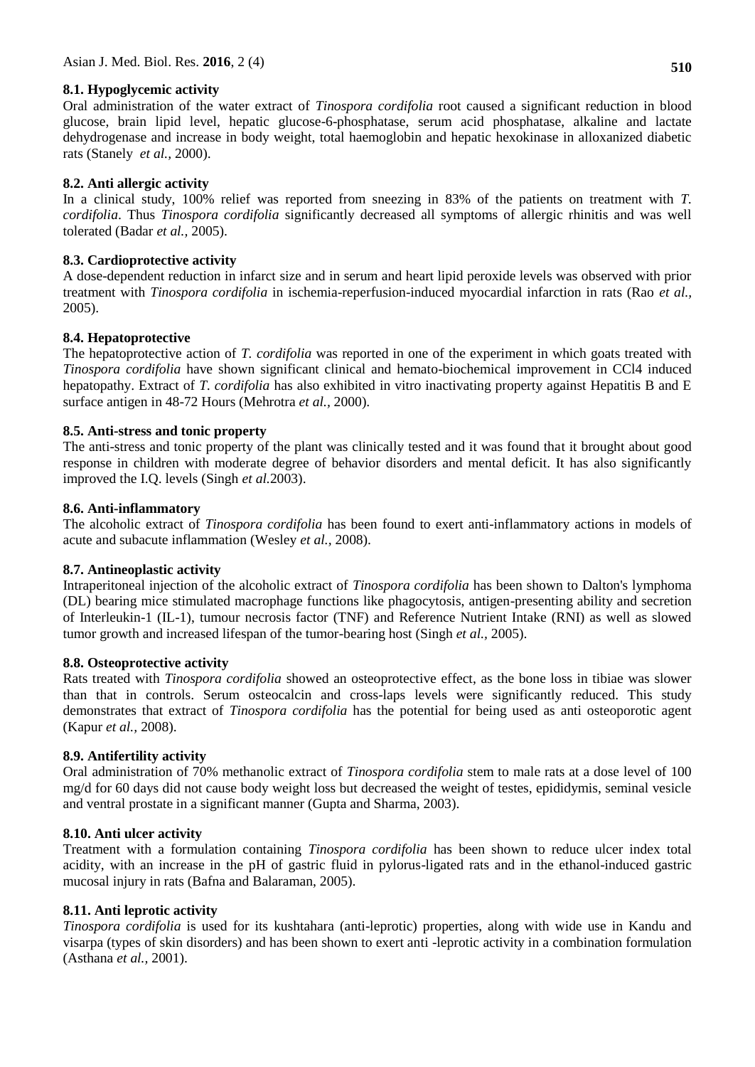### 8.1. Hypoglycemic activity

Oral administration of the water extract of *Tinospora cordifolia* root caused a significant reduction in blood glucose, brain lipid level, hepatic glucose-6-phosphatase, serum acid phosphatase, alkaline and lactate dehydrogenase and increase in body weight, total haemoglobin and hepatic hexokinase in alloxanized diabetic rats (Stanely *et al.,* 2000).

### 8.2. Anti allergic activity

In a clinical study, 100% relief was reported from sneezing in 83% of the patients on treatment with *T. cordifolia*. Thus *Tinospora cordifolia* significantly decreased all symptoms of allergic rhinitis and was well tolerated (Badar *et al.,* 2005).

### 8.3. Cardioprotective activity

A dose-dependent reduction in infarct size and in serum and heart lipid peroxide levels was observed with prior treatment with *Tinospora cordifolia* in ischemia-reperfusion-induced myocardial infarction in rats (Rao *et al.,* 2005).

### 8.4. Hepatoprotective

The hepatoprotective action of *T. cordifolia* was reported in one of the experiment in which goats treated with *Tinospora cordifolia* have shown significant clinical and hemato-biochemical improvement in $CCl_4$ induced hepatopathy. Extract of *T. cordifolia* has also exhibited in vitro inactivating property against Hepatitis B and E surface antigen in 48-72 Hours (Mehrotra *et al.,* 2000).

### 8.5. Anti-stress and tonic property

The anti-stress and tonic property of the plant was clinically tested and it was found that it brought about good response in children with moderate degree of behavior disorders and mental deficit. It has also significantly improved the I.Q. levels (Singh *et al.*2003).

### 8.6. Anti-inflammatory

The alcoholic extract of *Tinospora cordifolia* has been found to exert anti-inflammatory actions in models of acute and subacute inflammation (Wesley *et al.,* 2008).

### 8.7. Antineoplastic activity

Intraperitoneal injection of the alcoholic extract of *Tinospora cordifolia* has been shown to Dalton's lymphoma (DL) bearing mice stimulated macrophage functions like phagocytosis, antigen-presenting ability and secretion of Interleukin-1 (IL-1), tumour necrosis factor (TNF) and Reference Nutrient Intake (RNI) as well as slowed tumor growth and increased lifespan of the tumor-bearing host (Singh *et al.,* 2005).

### 8.8. Osteoprotective activity

Rats treated with *Tinospora cordifolia* showed an osteoprotective effect, as the bone loss in tibiae was slower than that in controls. Serum osteocalcin and cross-laps levels were significantly reduced. This study demonstrates that extract of *Tinospora cordifolia* has the potential for being used as anti osteoporotic agent (Kapur *et al.,* 2008).

### 8.9. Antifertility activity

Oral administration of 70% methanolic extract of *Tinospora cordifolia* stem to male rats at a dose level of 100 mg/d for 60 days did not cause body weight loss but decreased the weight of testes, epididymis, seminal vesicle and ventral prostate in a significant manner (Gupta and Sharma, 2003).

### 8.10. Anti ulcer activity

Treatment with a formulation containing *Tinospora cordifolia* has been shown to reduce ulcer index total acidity, with an increase in the pH of gastric fluid in pylorus-ligated rats and in the ethanol-induced gastric mucosal injury in rats (Bafna and Balaraman, 2005).

### 8.11. Anti leprotic activity

*Tinospora cordifolia* is used for its kushtahara (anti-leprotic) properties, along with wide use in Kandu and visarpa (types of skin disorders) and has been shown to exert anti -leprotic activity in a combination formulation (Asthana *et al.,* 2001).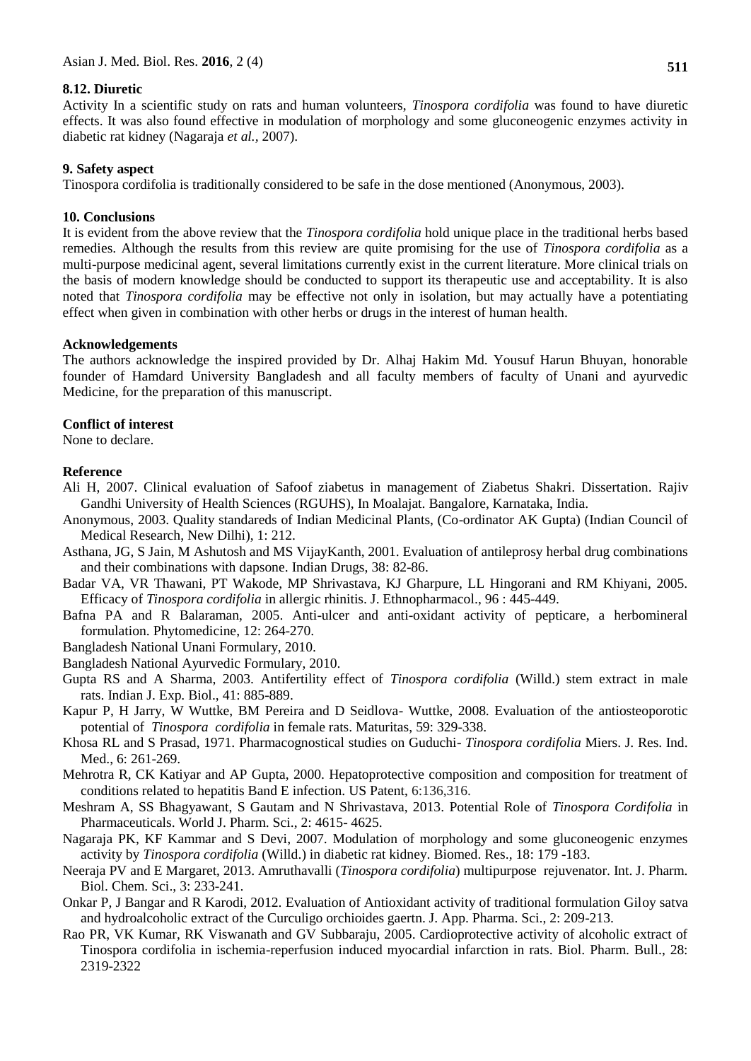### 8.12. Diuretic

Activity In a scientific study on rats and human volunteers, *Tinospora cordifolia* was found to have diuretic effects. It was also found effective in modulation of morphology and some gluconeogenic enzymes activity in diabetic rat kidney (Nagaraja *et al.*, 2007).

## 9. Safety aspect

Tinospora cordifolia is traditionally considered to be safe in the dose mentioned (Anonymous, 2003).

## 10. Conclusions

It is evident from the above review that the *Tinospora cordifolia* hold unique place in the traditional herbs based remedies. Although the results from this review are quite promising for the use of *Tinospora cordifolia* as a multi-purpose medicinal agent, several limitations currently exist in the current literature. More clinical trials on the basis of modern knowledge should be conducted to support its therapeutic use and acceptability. It is also noted that *Tinospora cordifolia* may be effective not only in isolation, but may actually have a potentiating effect when given in combination with other herbs or drugs in the interest of human health.

## Acknowledgements

The authors acknowledge the inspired provided by Dr. Alhaj Hakim Md. Yousuf Harun Bhuyan, honorable founder of Hamdard University Bangladesh and all faculty members of faculty of Unani and ayurvedic Medicine, for the preparation of this manuscript.

## Conflict of interest

None to declare.

## Reference

Ali H, 2007. Clinical evaluation of Safoof ziabetus in management of Ziabetus Shakri. Dissertation. Rajiv Gandhi University of Health Sciences (RGUHS), In Moalajat. Bangalore, Karnataka, India.

Anonymous, 2003. Quality standareds of Indian Medicinal Plants, (Co-ordinator AK Gupta) (Indian Council of Medical Research, New Dilhi), 1: 212.

Asthana, JG, S Jain, M Ashutosh and MS VijayKanth, 2001. Evaluation of antileprosy herbal drug combinations and their combinations with dapsone. Indian Drugs, 38: 82-86.

Badar VA, VR Thawani, PT Wakode, MP Shrivastava, KJ Gharpure, LL Hingorani and RM Khiyani, 2005. Efficacy of *Tinospora cordifolia* in allergic rhinitis. J. Ethnopharmacol., 96 : 445-449.

Bafna PA and R Balaraman, 2005. Anti-ulcer and anti-oxidant activity of pepticare, a herbomineral formulation. Phytomedicine, 12: 264-270.

Bangladesh National Unani Formulary, 2010.

Bangladesh National Ayurvedic Formulary, 2010.

Gupta RS and A Sharma, 2003. Antifertility effect of *Tinospora cordifolia* (Willd.) stem extract in male rats. Indian J. Exp. Biol., 41: 885-889.

Kapur P, H Jarry, W Wuttke, BM Pereira and D Seidlova- Wuttke, 2008. Evaluation of the antiosteoporotic potential of *Tinospora cordifolia* in female rats. Maturitas, 59: 329-338.

Khosa RL and S Prasad, 1971. Pharmacognostical studies on Guduchi- *Tinospora cordifolia* Miers. J. Res. Ind. Med., 6: 261-269.

Mehrotra R, CK Katiyar and AP Gupta, 2000. Hepatoprotective composition and composition for treatment of conditions related to hepatitis Band E infection. US Patent, 6:136,316.

Meshram A, SS Bhagyawant, S Gautam and N Shrivastava, 2013. Potential Role of *Tinospora Cordifolia* in Pharmaceuticals. World J. Pharm. Sci., 2: 4615- 4625.

Nagaraja PK, KF Kammar and S Devi, 2007. Modulation of morphology and some gluconeogenic enzymes activity by *Tinospora cordifolia* (Willd.) in diabetic rat kidney. Biomed. Res., 18: 179 -183.

Neeraja PV and E Margaret, 2013. Amruthavalli (*Tinospora cordifolia*) multipurpose rejuvenator. Int. J. Pharm. Biol. Chem. Sci., 3: 233-241.

Onkar P, J Bangar and R Karodi, 2012. Evaluation of Antioxidant activity of traditional formulation Giloy satva and hydroalcoholic extract of the Curculigo orchioides gaertn. J. App. Pharma. Sci., 2: 209-213.

Rao PR, VK Kumar, RK Viswanath and GV Subbaraju, 2005. Cardioprotective activity of alcoholic extract of Tinospora cordifolia in ischemia-reperfusion induced myocardial infarction in rats. Biol. Pharm. Bull., 28: 2319-2322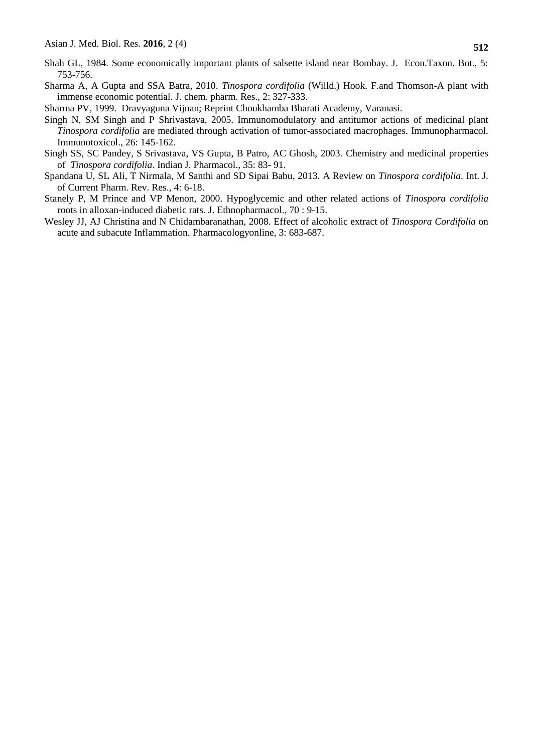Shah GL, 1984. Some economically important plants of salsette island near Bombay. J. Econ.Taxon. Bot., 5: 753-756.

Sharma A, A Gupta and SSA Batra, 2010. *Tinospora cordifolia* (Willd.) Hook. F.and Thomson-A plant with immense economic potential. J. chem. pharm. Res., 2: 327-333.

Sharma PV, 1999. Dravyaguna Vijnan; Reprint Choukhamba Bharati Academy, Varanasi.

Singh N, SM Singh and P Shrivastava, 2005. Immunomodulatory and antitumor actions of medicinal plant *Tinospora cordifolia* are mediated through activation of tumor-associated macrophages. Immunopharmacol. Immunotoxicol., 26: 145-162.

Singh SS, SC Pandey, S Srivastava, VS Gupta, B Patro, AC Ghosh, 2003. Chemistry and medicinal properties of *Tinospora cordifolia*. Indian J. Pharmacol., 35: 83- 91.

Spandana U, SL Ali, T Nirmala, M Santhi and SD Sipai Babu, 2013. A Review on *Tinospora cordifolia*. Int. J. of Current Pharm. Rev. Res., 4: 6-18.

Stanely P, M Prince and VP Menon, 2000. Hypoglycemic and other related actions of *Tinospora cordifolia* roots in alloxan-induced diabetic rats. J. Ethnopharmacol., 70 : 9-15.

Wesley JJ, AJ Christina and N Chidambaranathan, 2008. Effect of alcoholic extract of *Tinospora Cordifolia* on acute and subacute Inflammation. Pharmacologyonline, 3: 683-687.